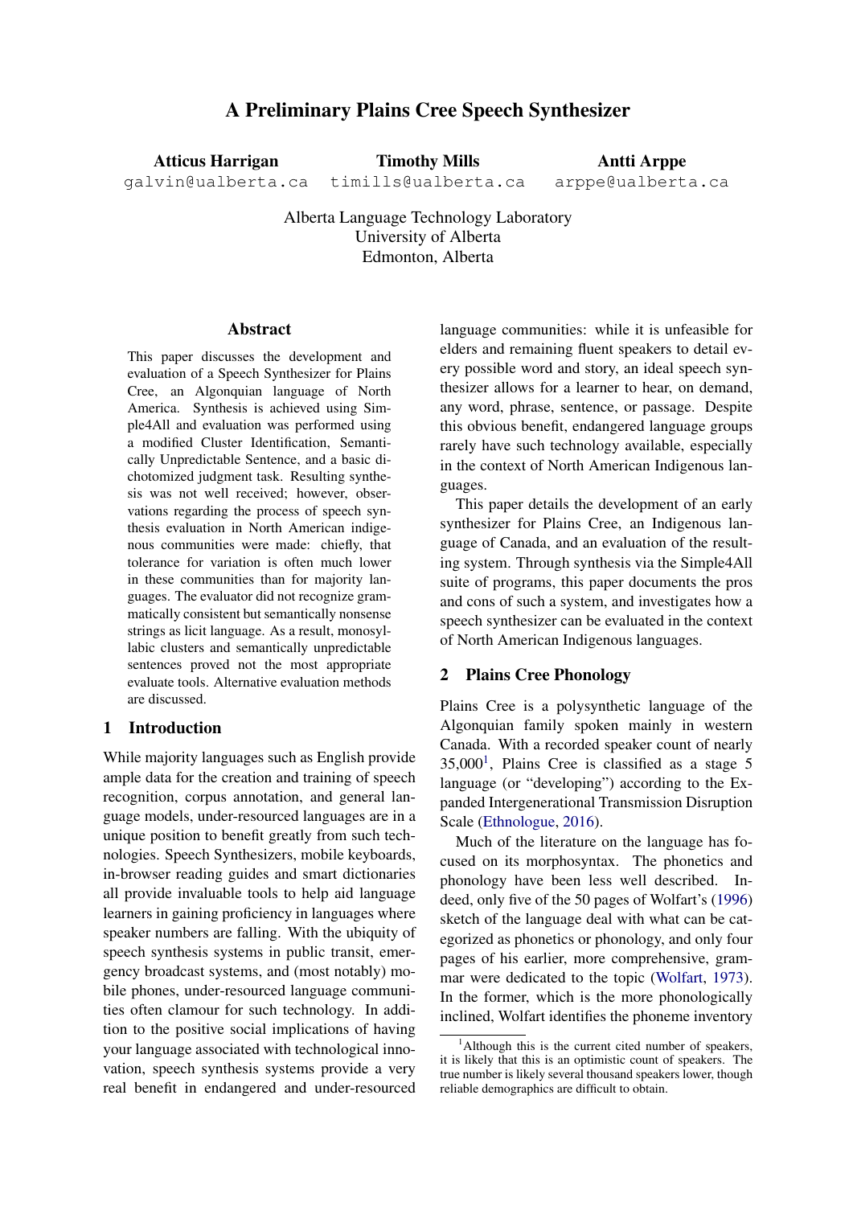# A Preliminary Plains Cree Speech Synthesizer

**Atticus Harrigan**
galvin@ualberta.ca

**Timothy Mills**
timills@ualberta.ca

**Antti Arppe**
arppe@ualberta.ca

Alberta Language Technology Laboratory
University of Alberta
Edmonton, Alberta

## Abstract

This paper discusses the development and evaluation of a Speech Synthesizer for Plains Cree, an Algonquian language of North America. Synthesis is achieved using Simple4All and evaluation was performed using a modified Cluster Identification, Semantically Unpredictable Sentence, and a basic dichotomized judgment task. Resulting synthesis was not well received; however, observations regarding the process of speech synthesis evaluation in North American indigenous communities were made: chiefly, that tolerance for variation is often much lower in these communities than for majority languages. The evaluator did not recognize grammatically consistent but semantically nonsense strings as licit language. As a result, monosyllabic clusters and semantically unpredictable sentences proved not the most appropriate evaluate tools. Alternative evaluation methods are discussed.

## 1 Introduction

While majority languages such as English provide ample data for the creation and training of speech recognition, corpus annotation, and general language models, under-resourced languages are in a unique position to benefit greatly from such technologies. Speech Synthesizers, mobile keyboards, in-browser reading guides and smart dictionaries all provide invaluable tools to help aid language learners in gaining proficiency in languages where speaker numbers are falling. With the ubiquity of speech synthesis systems in public transit, emergency broadcast systems, and (most notably) mobile phones, under-resourced language communities often clamour for such technology. In addition to the positive social implications of having your language associated with technological innovation, speech synthesis systems provide a very real benefit in endangered and under-resourced language communities: while it is unfeasible for elders and remaining fluent speakers to detail every possible word and story, an ideal speech synthesizer allows for a learner to hear, on demand, any word, phrase, sentence, or passage. Despite this obvious benefit, endangered language groups rarely have such technology available, especially in the context of North American Indigenous languages.

This paper details the development of an early synthesizer for Plains Cree, an Indigenous language of Canada, and an evaluation of the resulting system. Through synthesis via the Simple4All suite of programs, this paper documents the pros and cons of such a system, and investigates how a speech synthesizer can be evaluated in the context of North American Indigenous languages.

## 2 Plains Cree Phonology

Plains Cree is a polysynthetic language of the Algonquian family spoken mainly in western Canada. With a recorded speaker count of nearly 35,000[1], Plains Cree is classified as a stage 5 language (or "developing") according to the Expanded Intergenerational Transmission Disruption Scale (Ethnologue, 2016).

Much of the literature on the language has focused on its morphosyntax. The phonetics and phonology have been less well described. Indeed, only five of the 50 pages of Wolfart's (1996) sketch of the language deal with what can be categorized as phonetics or phonology, and only four pages of his earlier, more comprehensive, grammar were dedicated to the topic (Wolfart, 1973). In the former, which is the more phonologically inclined, Wolfart identifies the phoneme inventory

[1] Although this is the current cited number of speakers, it is likely that this is an optimistic count of speakers. The true number is likely several thousand speakers lower, though reliable demographics are difficult to obtain.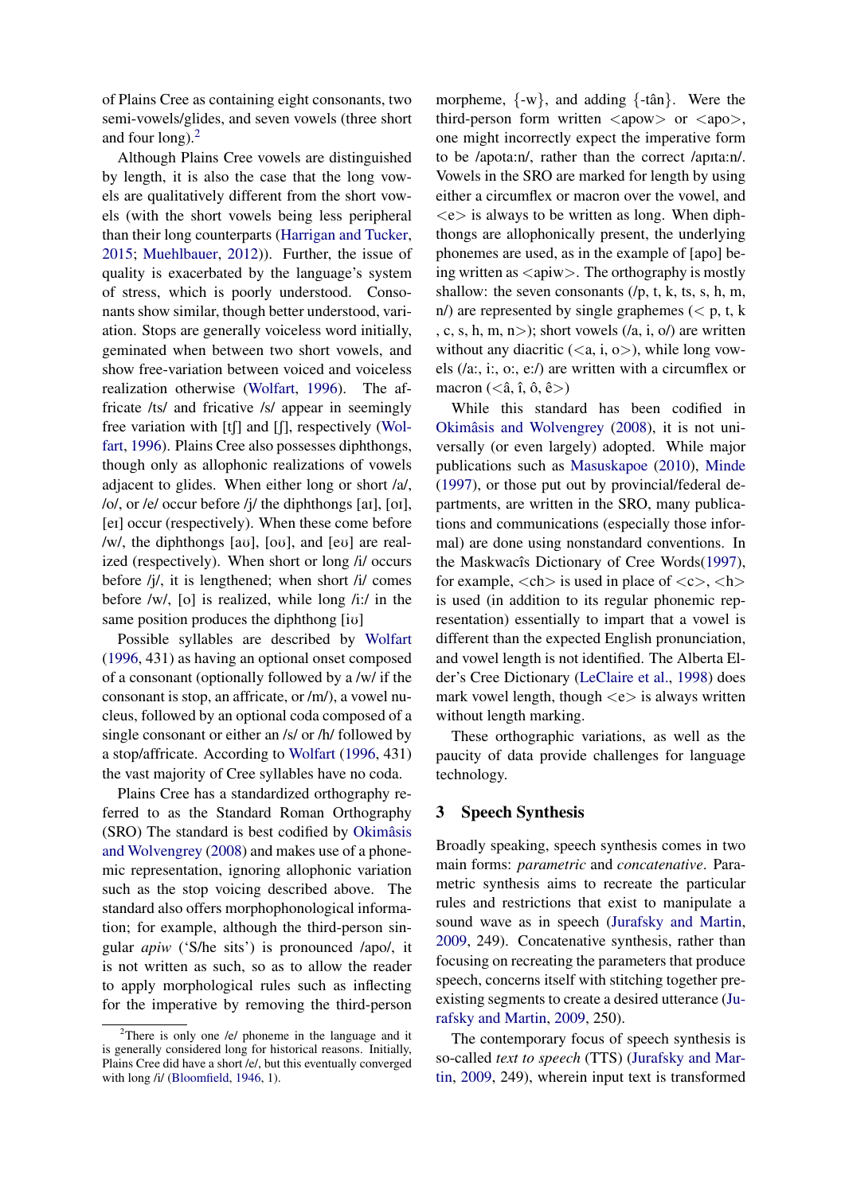of Plains Cree as containing eight consonants, two semi-vowels/glides, and seven vowels (three short and four long).[2]

Although Plains Cree vowels are distinguished by length, it is also the case that the long vowels are qualitatively different from the short vowels (with the short vowels being less peripheral than their long counterparts (Harrigan and Tucker, 2015; Muehlbauer, 2012)). Further, the issue of quality is exacerbated by the language's system of stress, which is poorly understood. Consonants show similar, though better understood, variation. Stops are generally voiceless word initially, geminated when between two short vowels, and show free-variation between voiced and voiceless realization otherwise (Wolfart, 1996). The affricate /ts/ and fricative /s/ appear in seemingly free variation with [tʃ] and [ʃ], respectively (Wolfart, 1996). Plains Cree also possesses diphthongs, though only as allophonic realizations of vowels adjacent to glides. When either long or short /a/, /o/, or /e/ occur before /j/ the diphthongs [aɪ], [oɪ], [eɪ] occur (respectively). When these come before /w/, the diphthongs [aʊ], [oʊ], and [eʊ] are realized (respectively). When short or long /i/ occurs before /j/, it is lengthened; when short /i/ comes before /w/, [o] is realized, while long /i:/ in the same position produces the diphthong [iʊ]

Possible syllables are described by Wolfart (1996, 431) as having an optional onset composed of a consonant (optionally followed by a /w/ if the consonant is stop, an affricate, or /m/), a vowel nucleus, followed by an optional coda composed of a single consonant or either an /s/ or /h/ followed by a stop/affricate. According to Wolfart (1996, 431) the vast majority of Cree syllables have no coda.

Plains Cree has a standardized orthography referred to as the Standard Roman Orthography (SRO) The standard is best codified by Okimâsis and Wolvengrey (2008) and makes use of a phonemic representation, ignoring allophonic variation such as the stop voicing described above. The standard also offers morphophonological information; for example, although the third-person singular *apiw* ('S/he sits') is pronounced /apo/, it is not written as such, so as to allow the reader to apply morphological rules such as inflecting for the imperative by removing the third-person morpheme, {-w}, and adding {-tân}. Were the third-person form written <apow> or <apo>, one might incorrectly expect the imperative form to be /apota:n/, rather than the correct /apɪta:n/. Vowels in the SRO are marked for length by using either a circumflex or macron over the vowel, and <e> is always to be written as long. When diphthongs are allophonically present, the underlying phonemes are used, as in the example of [apo] being written as <apiw>. The orthography is mostly shallow: the seven consonants (/p, t, k, ts, s, h, m, n/) are represented by single graphemes (< p, t, k , c, s, h, m, n>); short vowels (/a, i, o/) are written without any diacritic (<a, i, o>), while long vowels (/a:, i:, o:, e:/) are written with a circumflex or macron (<â, î, ô, ê>)

While this standard has been codified in Okimâsis and Wolvengrey (2008), it is not universally (or even largely) adopted. While major publications such as Masuskapoe (2010), Minde (1997), or those put out by provincial/federal departments, are written in the SRO, many publications and communications (especially those informal) are done using nonstandard conventions. In the Maskwacîs Dictionary of Cree Words(1997), for example, <ch> is used in place of <c>, <h> is used (in addition to its regular phonemic representation) essentially to impart that a vowel is different than the expected English pronunciation, and vowel length is not identified. The Alberta Elder's Cree Dictionary (LeClaire et al., 1998) does mark vowel length, though <e> is always written without length marking.

These orthographic variations, as well as the paucity of data provide challenges for language technology.

## 3 Speech Synthesis

Broadly speaking, speech synthesis comes in two main forms: *parametric* and *concatenative*. Parametric synthesis aims to recreate the particular rules and restrictions that exist to manipulate a sound wave as in speech (Jurafsky and Martin, 2009, 249). Concatenative synthesis, rather than focusing on recreating the parameters that produce speech, concerns itself with stitching together preexisting segments to create a desired utterance (Jurafsky and Martin, 2009, 250).

The contemporary focus of speech synthesis is so-called *text to speech* (TTS) (Jurafsky and Martin, 2009, 249), wherein input text is transformed

[2]There is only one /e/ phoneme in the language and it is generally considered long for historical reasons. Initially, Plains Cree did have a short /e/, but this eventually converged with long /i/ (Bloomfield, 1946, 1).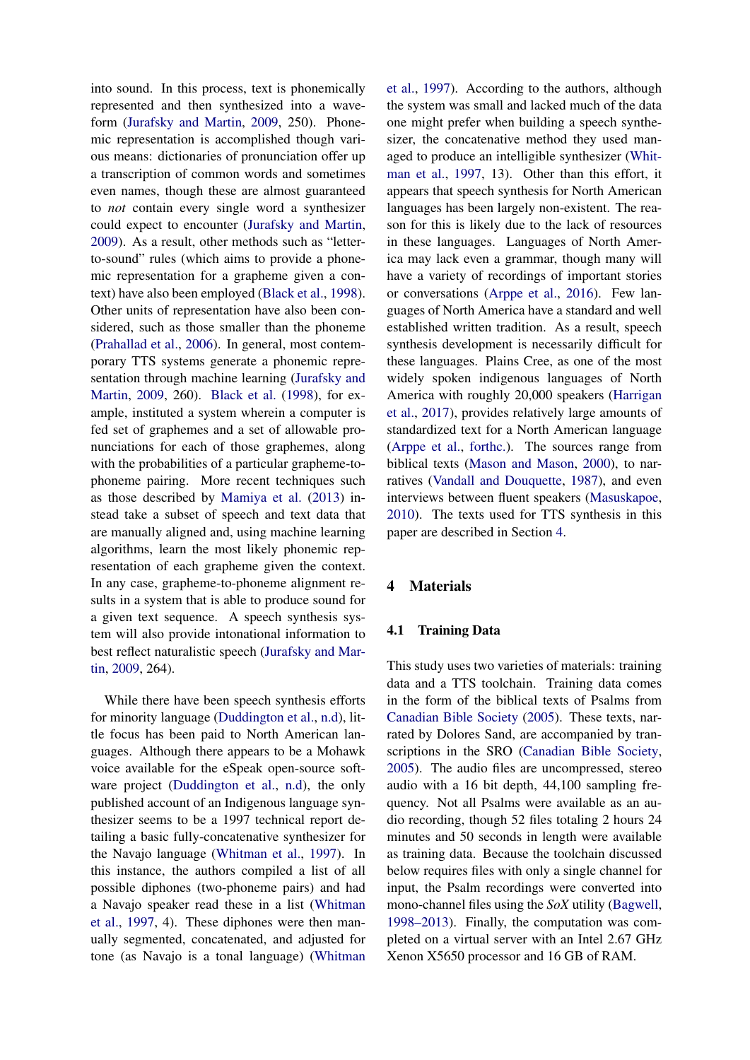into sound. In this process, text is phonemically represented and then synthesized into a waveform (Jurafsky and Martin, 2009, 250). Phonemic representation is accomplished though various means: dictionaries of pronunciation offer up a transcription of common words and sometimes even names, though these are almost guaranteed to *not* contain every single word a synthesizer could expect to encounter (Jurafsky and Martin, 2009). As a result, other methods such as "letter-to-sound" rules (which aims to provide a phonemic representation for a grapheme given a context) have also been employed (Black et al., 1998). Other units of representation have also been considered, such as those smaller than the phoneme (Prahallad et al., 2006). In general, most contemporary TTS systems generate a phonemic representation through machine learning (Jurafsky and Martin, 2009, 260). Black et al. (1998), for example, instituted a system wherein a computer is fed set of graphemes and a set of allowable pronunciations for each of those graphemes, along with the probabilities of a particular grapheme-to-phoneme pairing. More recent techniques such as those described by Mamiya et al. (2013) instead take a subset of speech and text data that are manually aligned and, using machine learning algorithms, learn the most likely phonemic representation of each grapheme given the context. In any case, grapheme-to-phoneme alignment results in a system that is able to produce sound for a given text sequence. A speech synthesis system will also provide intonational information to best reflect naturalistic speech (Jurafsky and Martin, 2009, 264).

While there have been speech synthesis efforts for minority language (Duddington et al., n.d), little focus has been paid to North American languages. Although there appears to be a Mohawk voice available for the eSpeak open-source software project (Duddington et al., n.d), the only published account of an Indigenous language synthesizer seems to be a 1997 technical report detailing a basic fully-concatenative synthesizer for the Navajo language (Whitman et al., 1997). In this instance, the authors compiled a list of all possible diphones (two-phoneme pairs) and had a Navajo speaker read these in a list (Whitman et al., 1997, 4). These diphones were then manually segmented, concatenated, and adjusted for tone (as Navajo is a tonal language) (Whitman et al., 1997). According to the authors, although the system was small and lacked much of the data one might prefer when building a speech synthesizer, the concatenative method they used managed to produce an intelligible synthesizer (Whitman et al., 1997, 13). Other than this effort, it appears that speech synthesis for North American languages has been largely non-existent. The reason for this is likely due to the lack of resources in these languages. Languages of North America may lack even a grammar, though many will have a variety of recordings of important stories or conversations (Arppe et al., 2016). Few languages of North America have a standard and well established written tradition. As a result, speech synthesis development is necessarily difficult for these languages. Plains Cree, as one of the most widely spoken indigenous languages of North America with roughly 20,000 speakers (Harrigan et al., 2017), provides relatively large amounts of standardized text for a North American language (Arppe et al., forthc.). The sources range from biblical texts (Mason and Mason, 2000), to narratives (Vandall and Douquette, 1987), and even interviews between fluent speakers (Masuskapoe, 2010). The texts used for TTS synthesis in this paper are described in Section 4.

## 4 Materials

### 4.1 Training Data

This study uses two varieties of materials: training data and a TTS toolchain. Training data comes in the form of the biblical texts of Psalms from Canadian Bible Society (2005). These texts, narrated by Dolores Sand, are accompanied by transcriptions in the SRO (Canadian Bible Society, 2005). The audio files are uncompressed, stereo audio with a 16 bit depth, 44,100 sampling frequency. Not all Psalms were available as an audio recording, though 52 files totaling 2 hours 24 minutes and 50 seconds in length were available as training data. Because the toolchain discussed below requires files with only a single channel for input, the Psalm recordings were converted into mono-channel files using the *SoX* utility (Bagwell, 1998–2013). Finally, the computation was completed on a virtual server with an Intel 2.67 GHz Xenon X5650 processor and 16 GB of RAM.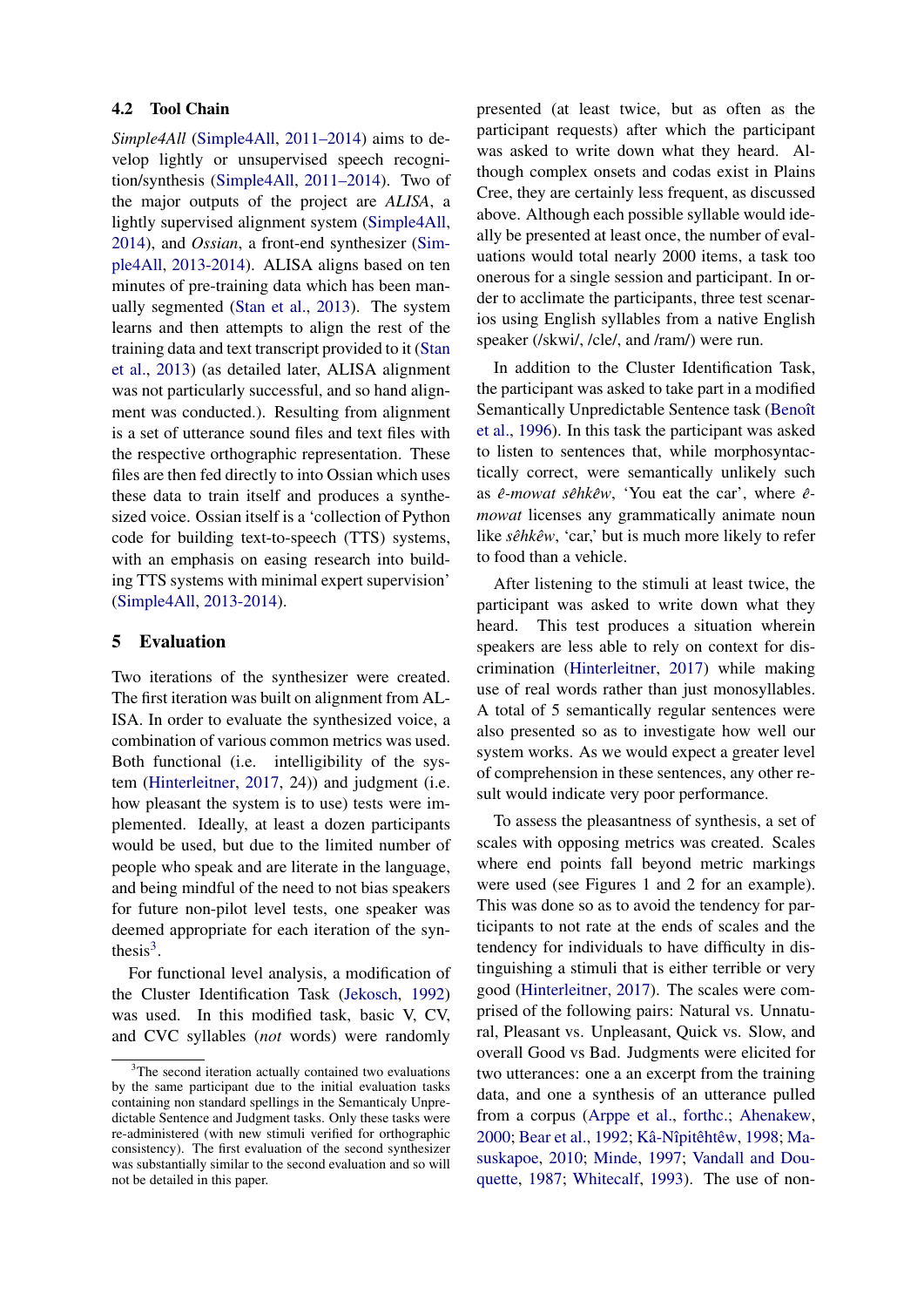### 4.2 Tool Chain

*Simple4All* (Simple4All, 2011–2014) aims to develop lightly or unsupervised speech recognition/synthesis (Simple4All, 2011–2014). Two of the major outputs of the project are *ALISA*, a lightly supervised alignment system (Simple4All, 2014), and *Ossian*, a front-end synthesizer (Simple4All, 2013-2014). ALISA aligns based on ten minutes of pre-training data which has been manually segmented (Stan et al., 2013). The system learns and then attempts to align the rest of the training data and text transcript provided to it (Stan et al., 2013) (as detailed later, ALISA alignment was not particularly successful, and so hand alignment was conducted.). Resulting from alignment is a set of utterance sound files and text files with the respective orthographic representation. These files are then fed directly to into Ossian which uses these data to train itself and produces a synthesized voice. Ossian itself is a 'collection of Python code for building text-to-speech (TTS) systems, with an emphasis on easing research into building TTS systems with minimal expert supervision' (Simple4All, 2013-2014).

## 5 Evaluation

Two iterations of the synthesizer were created. The first iteration was built on alignment from ALISA. In order to evaluate the synthesized voice, a combination of various common metrics was used. Both functional (i.e. intelligibility of the system (Hinterleitner, 2017, 24)) and judgment (i.e. how pleasant the system is to use) tests were implemented. Ideally, at least a dozen participants would be used, but due to the limited number of people who speak and are literate in the language, and being mindful of the need to not bias speakers for future non-pilot level tests, one speaker was deemed appropriate for each iteration of the synthesis[3].

For functional level analysis, a modification of the Cluster Identification Task (Jekosch, 1992) was used. In this modified task, basic V, CV, and CVC syllables (*not* words) were randomly presented (at least twice, but as often as the participant requests) after which the participant was asked to write down what they heard. Although complex onsets and codas exist in Plains Cree, they are certainly less frequent, as discussed above. Although each possible syllable would ideally be presented at least once, the number of evaluations would total nearly 2000 items, a task too onerous for a single session and participant. In order to acclimate the participants, three test scenarios using English syllables from a native English speaker (/skwi/, /cle/, and /ram/) were run.

In addition to the Cluster Identification Task, the participant was asked to take part in a modified Semantically Unpredictable Sentence task (Benoît et al., 1996). In this task the participant was asked to listen to sentences that, while morphosyntactically correct, were semantically unlikely such as *ê-mowat sêhkêw*, 'You eat the car', where *ê-mowat* licenses any grammatically animate noun like *sêhkêw*, 'car,' but is much more likely to refer to food than a vehicle.

After listening to the stimuli at least twice, the participant was asked to write down what they heard. This test produces a situation wherein speakers are less able to rely on context for discrimination (Hinterleitner, 2017) while making use of real words rather than just monosyllables. A total of 5 semantically regular sentences were also presented so as to investigate how well our system works. As we would expect a greater level of comprehension in these sentences, any other result would indicate very poor performance.

To assess the pleasantness of synthesis, a set of scales with opposing metrics was created. Scales where end points fall beyond metric markings were used (see Figures 1 and 2 for an example). This was done so as to avoid the tendency for participants to not rate at the ends of scales and the tendency for individuals to have difficulty in distinguishing a stimuli that is either terrible or very good (Hinterleitner, 2017). The scales were comprised of the following pairs: Natural vs. Unnatural, Pleasant vs. Unpleasant, Quick vs. Slow, and overall Good vs Bad. Judgments were elicited for two utterances: one a an excerpt from the training data, and one a synthesis of an utterance pulled from a corpus (Arppe et al., forthc.; Ahenakew, 2000; Bear et al., 1992; Kâ-Nîpitêhtêw, 1998; Masuskapoe, 2010; Minde, 1997; Vandall and Douquette, 1987; Whitecalf, 1993). The use of non-

[3] The second iteration actually contained two evaluations by the same participant due to the initial evaluation tasks containing non standard spellings in the Semanticaly Unpredictable Sentence and Judgment tasks. Only these tasks were re-administered (with new stimuli verified for orthographic consistency). The first evaluation of the second synthesizer was substantially similar to the second evaluation and so will not be detailed in this paper.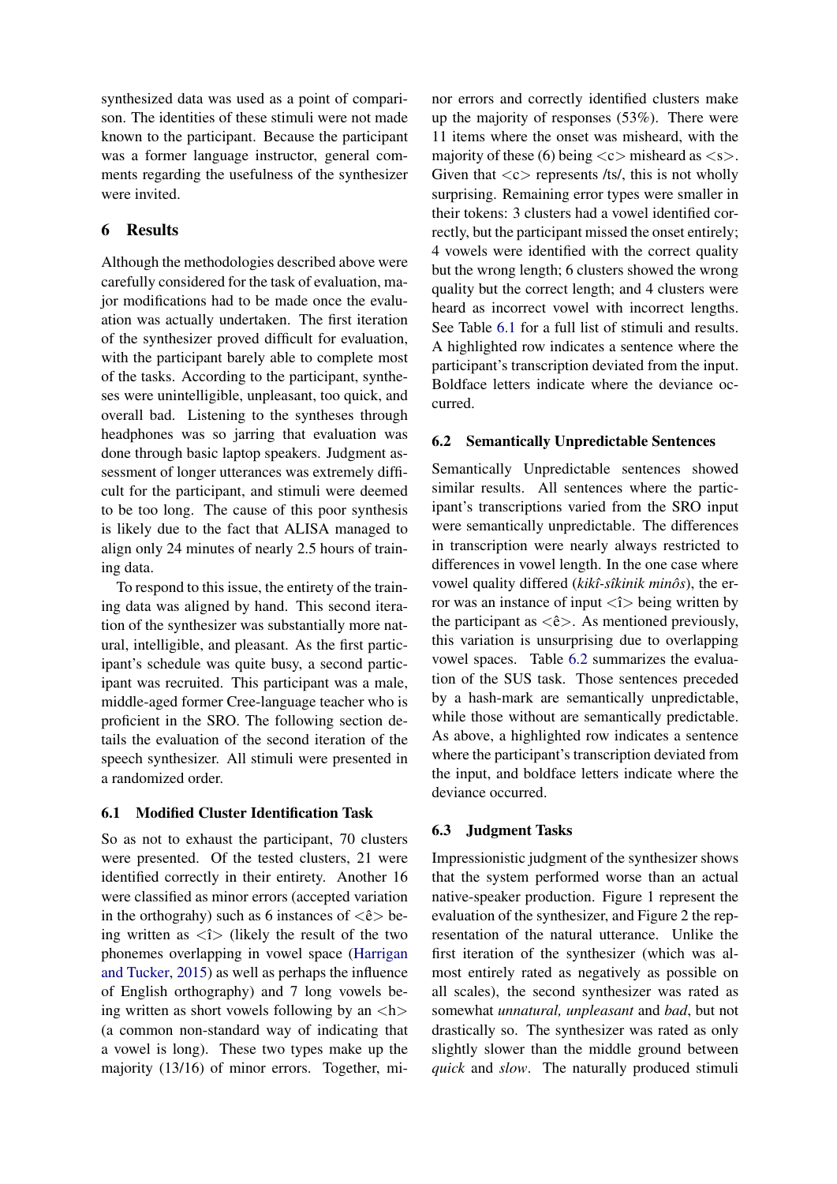synthesized data was used as a point of comparison. The identities of these stimuli were not made known to the participant. Because the participant was a former language instructor, general comments regarding the usefulness of the synthesizer were invited.

## 6 Results

Although the methodologies described above were carefully considered for the task of evaluation, major modifications had to be made once the evaluation was actually undertaken. The first iteration of the synthesizer proved difficult for evaluation, with the participant barely able to complete most of the tasks. According to the participant, syntheses were unintelligible, unpleasant, too quick, and overall bad. Listening to the syntheses through headphones was so jarring that evaluation was done through basic laptop speakers. Judgment assessment of longer utterances was extremely difficult for the participant, and stimuli were deemed to be too long. The cause of this poor synthesis is likely due to the fact that ALISA managed to align only 24 minutes of nearly 2.5 hours of training data.

To respond to this issue, the entirety of the training data was aligned by hand. This second iteration of the synthesizer was substantially more natural, intelligible, and pleasant. As the first participant's schedule was quite busy, a second participant was recruited. This participant was a male, middle-aged former Cree-language teacher who is proficient in the SRO. The following section details the evaluation of the second iteration of the speech synthesizer. All stimuli were presented in a randomized order.

### 6.1 Modified Cluster Identification Task

So as not to exhaust the participant, 70 clusters were presented. Of the tested clusters, 21 were identified correctly in their entirety. Another 16 were classified as minor errors (accepted variation in the orthograhy) such as 6 instances of <ê> being written as <î> (likely the result of the two phonemes overlapping in vowel space (Harrigan and Tucker, 2015) as well as perhaps the influence of English orthography) and 7 long vowels being written as short vowels following by an <h> (a common non-standard way of indicating that a vowel is long). These two types make up the majority (13/16) of minor errors. Together, minor errors and correctly identified clusters make up the majority of responses (53%). There were 11 items where the onset was misheard, with the majority of these (6) being <c> misheard as <s>. Given that <c> represents /ts/, this is not wholly surprising. Remaining error types were smaller in their tokens: 3 clusters had a vowel identified correctly, but the participant missed the onset entirely; 4 vowels were identified with the correct quality but the wrong length; 6 clusters showed the wrong quality but the correct length; and 4 clusters were heard as incorrect vowel with incorrect lengths. See Table 6.1 for a full list of stimuli and results. A highlighted row indicates a sentence where the participant's transcription deviated from the input. Boldface letters indicate where the deviance occurred.

### 6.2 Semantically Unpredictable Sentences

Semantically Unpredictable sentences showed similar results. All sentences where the participant's transcriptions varied from the SRO input were semantically unpredictable. The differences in transcription were nearly always restricted to differences in vowel length. In the one case where vowel quality differed (*kikî-sîkinik minôs*), the error was an instance of input <î> being written by the participant as <ê>. As mentioned previously, this variation is unsurprising due to overlapping vowel spaces. Table 6.2 summarizes the evaluation of the SUS task. Those sentences preceded by a hash-mark are semantically unpredictable, while those without are semantically predictable. As above, a highlighted row indicates a sentence where the participant's transcription deviated from the input, and boldface letters indicate where the deviance occurred.

### 6.3 Judgment Tasks

Impressionistic judgment of the synthesizer shows that the system performed worse than an actual native-speaker production. Figure 1 represent the evaluation of the synthesizer, and Figure 2 the representation of the natural utterance. Unlike the first iteration of the synthesizer (which was almost entirely rated as negatively as possible on all scales), the second synthesizer was rated as somewhat *unnatural, unpleasant* and *bad*, but not drastically so. The synthesizer was rated as only slightly slower than the middle ground between *quick* and *slow*. The naturally produced stimuli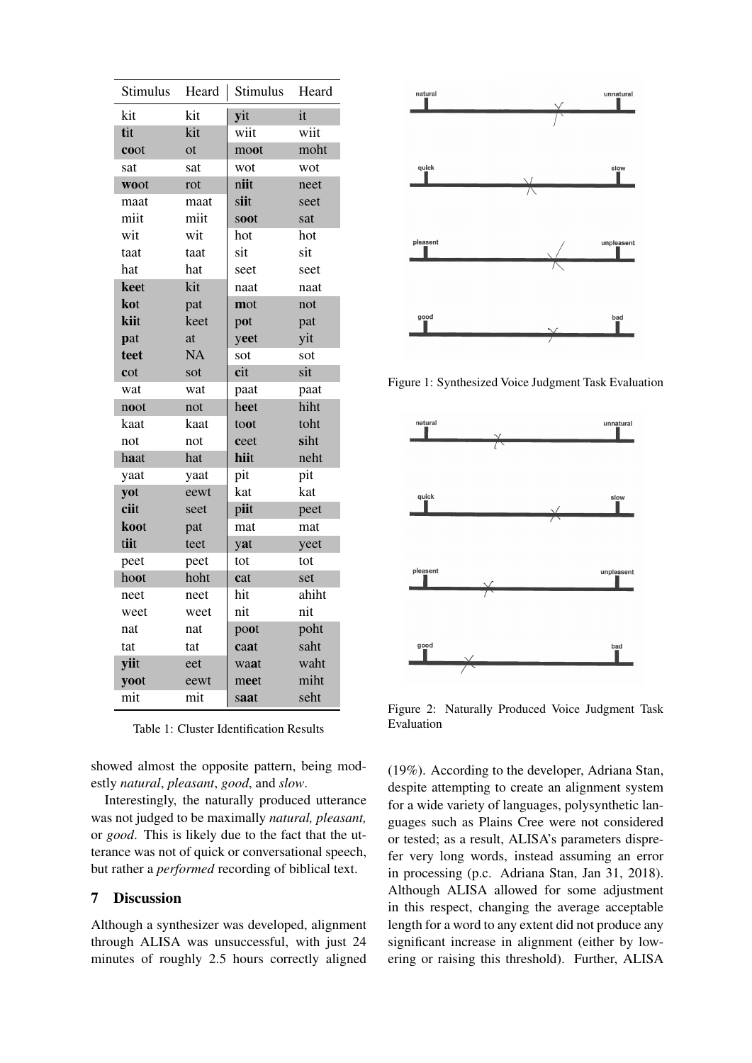| Stimulus | Heard | Stimulus | Heard |
|---|---|---|---|
| kit | kit | **y**it | it |
| **t**it | kit | wiit | wiit |
| **co**ot | ot | mo**o**t | moht |
| sat | sat | wot | wot |
| **wo**ot | rot | n**ii**t | neet |
| maat | maat | s**ii**t | seet |
| miit | miit | s**oo**t | sat |
| wit | wit | hot | hot |
| taat | taat | sit | sit |
| hat | hat | seet | seet |
| **kee**t | kit | naat | naat |
| **ko**t | pat | **m**ot | not |
| **kii**t | keet | p**o**t | pat |
| **p**at | at | y**ee**t | yit |
| **teet** | NA | sot | sot |
| **c**ot | sot | **c**it | sit |
| wat | wat | paat | paat |
| n**o**ot | not | h**ee**t | hiht |
| kaat | kaat | to**o**t | toht |
| not | not | **c**eet | **s**iht |
| h**a**at | hat | **hii**t | neht |
| yaat | yaat | pit | pit |
| **yo**t | eewt | kat | kat |
| **cii**t | seet | p**ii**t | peet |
| **koo**t | pat | mat | mat |
| t**ii**t | teet | **y**at | yeet |
| peet | peet | tot | tot |
| ho**o**t | hoht | **c**at | set |
| neet | neet | hit | ahiht |
| weet | weet | nit | nit |
| nat | nat | po**o**t | poht |
| tat | tat | **c**a**a**t | saht |
| **yii**t | eet | wa**a**t | waht |
| **yoo**t | eewt | m**ee**t | miht |
| mit | mit | s**aa**t | seht |

Table 1: Cluster Identification Results

Figure 1: Synthesized Voice Judgment Task Evaluation

Figure 2: Naturally Produced Voice Judgment Task Evaluation

showed almost the opposite pattern, being modestly *natural*, *pleasant*, *good*, and *slow*.

Interestingly, the naturally produced utterance was not judged to be maximally *natural, pleasant,* or *good*. This is likely due to the fact that the utterance was not of quick or conversational speech, but rather a *performed* recording of biblical text.

## 7 Discussion

Although a synthesizer was developed, alignment through ALISA was unsuccessful, with just 24 minutes of roughly 2.5 hours correctly aligned (19%). According to the developer, Adriana Stan, despite attempting to create an alignment system for a wide variety of languages, polysynthetic languages such as Plains Cree were not considered or tested; as a result, ALISA's parameters disprefer very long words, instead assuming an error in processing (p.c. Adriana Stan, Jan 31, 2018). Although ALISA allowed for some adjustment in this respect, changing the average acceptable length for a word to any extent did not produce any significant increase in alignment (either by lowering or raising this threshold). Further, ALISA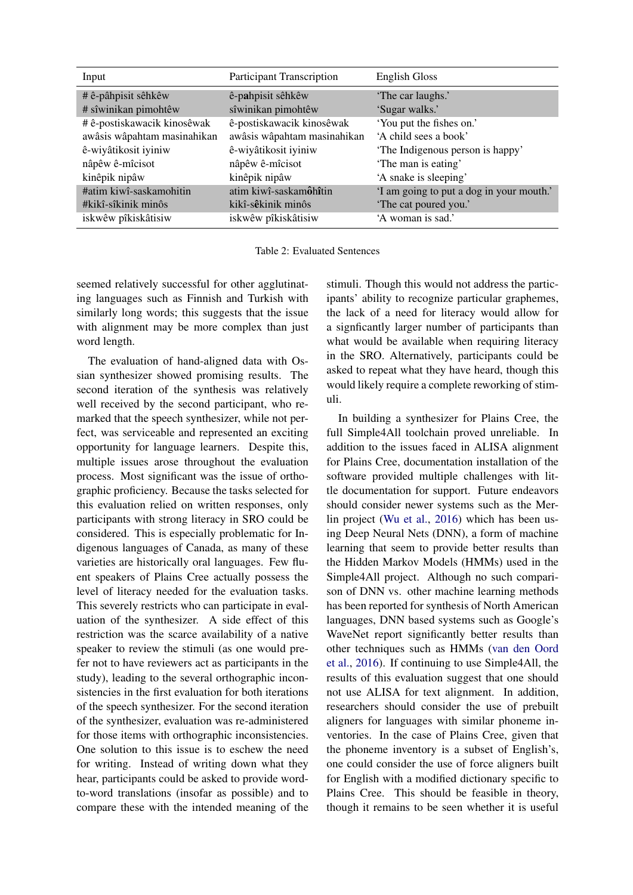| Input | Participant Transcription | English Gloss |
|---|---|---|
| # ê-pâhpisit sêhkêw | ê-p**a**hpisit sêhkêw | 'The car laughs.' |
| # sîwinikan pimohtêw | sîwinikan pimohtêw | 'Sugar walks.' |
| # ê-postiskawacik kinosêwak | ê-postiskawacik kinosêwak | 'You put the fishes on.' |
| awâsis wâpahtam masinahikan | awâsis wâpahtam masinahikan | 'A child sees a book' |
| ê-wiyâtikosit iyiniw | ê-wiyâtikosit iyiniw | 'The Indigenous person is happy' |
| nâpêw ê-mîcisot | nâpêw ê-mîcisot | 'The man is eating' |
| kinêpik nipâw | kinêpik nipâw | 'A snake is sleeping' |
| #atim kiwî-saskamohitin | atim kiwî-saskam**ôhî**tin | 'I am going to put a dog in your mouth.' |
| #kikî-sîkinik minôs | kikî-s**ê**kinik minôs | 'The cat poured you.' |
| iskwêw pîkiskâtisiw | iskwêw pîkiskâtisiw | 'A woman is sad.' |

Table 2: Evaluated Sentences

seemed relatively successful for other agglutinating languages such as Finnish and Turkish with similarly long words; this suggests that the issue with alignment may be more complex than just word length.

The evaluation of hand-aligned data with Ossian synthesizer showed promising results. The second iteration of the synthesis was relatively well received by the second participant, who remarked that the speech synthesizer, while not perfect, was serviceable and represented an exciting opportunity for language learners. Despite this, multiple issues arose throughout the evaluation process. Most significant was the issue of orthographic proficiency. Because the tasks selected for this evaluation relied on written responses, only participants with strong literacy in SRO could be considered. This is especially problematic for Indigenous languages of Canada, as many of these varieties are historically oral languages. Few fluent speakers of Plains Cree actually possess the level of literacy needed for the evaluation tasks. This severely restricts who can participate in evaluation of the synthesizer. A side effect of this restriction was the scarce availability of a native speaker to review the stimuli (as one would prefer not to have reviewers act as participants in the study), leading to the several orthographic inconsistencies in the first evaluation for both iterations of the speech synthesizer. For the second iteration of the synthesizer, evaluation was re-administered for those items with orthographic inconsistencies. One solution to this issue is to eschew the need for writing. Instead of writing down what they hear, participants could be asked to provide word-to-word translations (insofar as possible) and to compare these with the intended meaning of the stimuli. Though this would not address the participants' ability to recognize particular graphemes, the lack of a need for literacy would allow for a signficantly larger number of participants than what would be available when requiring literacy in the SRO. Alternatively, participants could be asked to repeat what they have heard, though this would likely require a complete reworking of stimuli.

In building a synthesizer for Plains Cree, the full Simple4All toolchain proved unreliable. In addition to the issues faced in ALISA alignment for Plains Cree, documentation installation of the software provided multiple challenges with little documentation for support. Future endeavors should consider newer systems such as the Merlin project (Wu et al., 2016) which has been using Deep Neural Nets (DNN), a form of machine learning that seem to provide better results than the Hidden Markov Models (HMMs) used in the Simple4All project. Although no such comparison of DNN vs. other machine learning methods has been reported for synthesis of North American languages, DNN based systems such as Google's WaveNet report significantly better results than other techniques such as HMMs (van den Oord et al., 2016). If continuing to use Simple4All, the results of this evaluation suggest that one should not use ALISA for text alignment. In addition, researchers should consider the use of prebuilt aligners for languages with similar phoneme inventories. In the case of Plains Cree, given that the phoneme inventory is a subset of English's, one could consider the use of force aligners built for English with a modified dictionary specific to Plains Cree. This should be feasible in theory, though it remains to be seen whether it is useful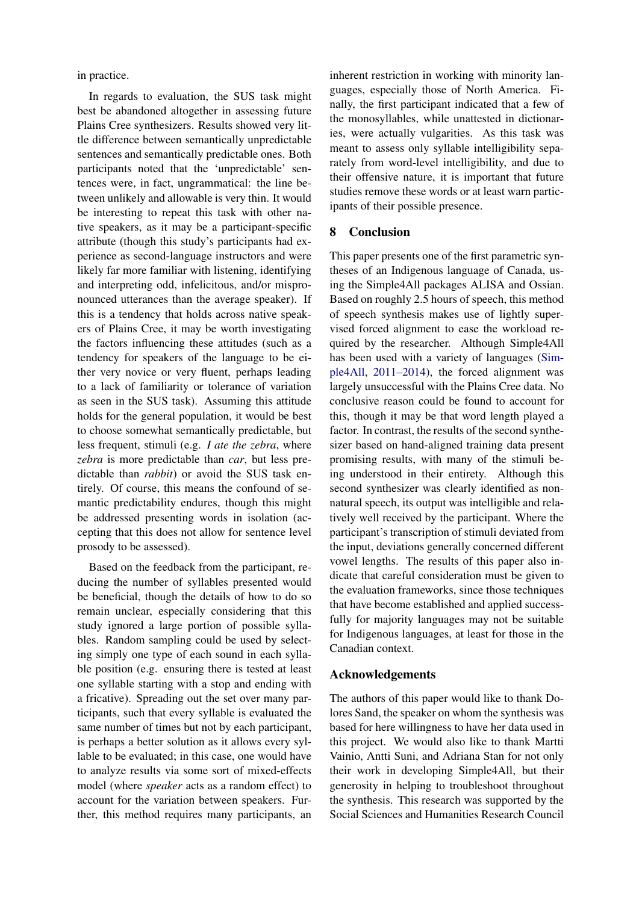in practice.

In regards to evaluation, the SUS task might best be abandoned altogether in assessing future Plains Cree synthesizers. Results showed very little difference between semantically unpredictable sentences and semantically predictable ones. Both participants noted that the 'unpredictable' sentences were, in fact, ungrammatical: the line between unlikely and allowable is very thin. It would be interesting to repeat this task with other native speakers, as it may be a participant-specific attribute (though this study's participants had experience as second-language instructors and were likely far more familiar with listening, identifying and interpreting odd, infelicitous, and/or mispronounced utterances than the average speaker). If this is a tendency that holds across native speakers of Plains Cree, it may be worth investigating the factors influencing these attitudes (such as a tendency for speakers of the language to be either very novice or very fluent, perhaps leading to a lack of familiarity or tolerance of variation as seen in the SUS task). Assuming this attitude holds for the general population, it would be best to choose somewhat semantically predictable, but less frequent, stimuli (e.g. *I ate the zebra*, where *zebra* is more predictable than *car*, but less predictable than *rabbit*) or avoid the SUS task entirely. Of course, this means the confound of semantic predictability endures, though this might be addressed presenting words in isolation (accepting that this does not allow for sentence level prosody to be assessed).

Based on the feedback from the participant, reducing the number of syllables presented would be beneficial, though the details of how to do so remain unclear, especially considering that this study ignored a large portion of possible syllables. Random sampling could be used by selecting simply one type of each sound in each syllable position (e.g. ensuring there is tested at least one syllable starting with a stop and ending with a fricative). Spreading out the set over many participants, such that every syllable is evaluated the same number of times but not by each participant, is perhaps a better solution as it allows every syllable to be evaluated; in this case, one would have to analyze results via some sort of mixed-effects model (where *speaker* acts as a random effect) to account for the variation between speakers. Further, this method requires many participants, an inherent restriction in working with minority languages, especially those of North America. Finally, the first participant indicated that a few of the monosyllables, while unattested in dictionaries, were actually vulgarities. As this task was meant to assess only syllable intelligibility separately from word-level intelligibility, and due to their offensive nature, it is important that future studies remove these words or at least warn participants of their possible presence.

## 8 Conclusion

This paper presents one of the first parametric syntheses of an Indigenous language of Canada, using the Simple4All packages ALISA and Ossian. Based on roughly 2.5 hours of speech, this method of speech synthesis makes use of lightly supervised forced alignment to ease the workload required by the researcher. Although Simple4All has been used with a variety of languages (Simple4All, 2011–2014), the forced alignment was largely unsuccessful with the Plains Cree data. No conclusive reason could be found to account for this, though it may be that word length played a factor. In contrast, the results of the second synthesizer based on hand-aligned training data present promising results, with many of the stimuli being understood in their entirety. Although this second synthesizer was clearly identified as non-natural speech, its output was intelligible and relatively well received by the participant. Where the participant's transcription of stimuli deviated from the input, deviations generally concerned different vowel lengths. The results of this paper also indicate that careful consideration must be given to the evaluation frameworks, since those techniques that have become established and applied successfully for majority languages may not be suitable for Indigenous languages, at least for those in the Canadian context.

## Acknowledgements

The authors of this paper would like to thank Dolores Sand, the speaker on whom the synthesis was based for here willingness to have her data used in this project. We would also like to thank Martti Vainio, Antti Suni, and Adriana Stan for not only their work in developing Simple4All, but their generosity in helping to troubleshoot throughout the synthesis. This research was supported by the Social Sciences and Humanities Research Council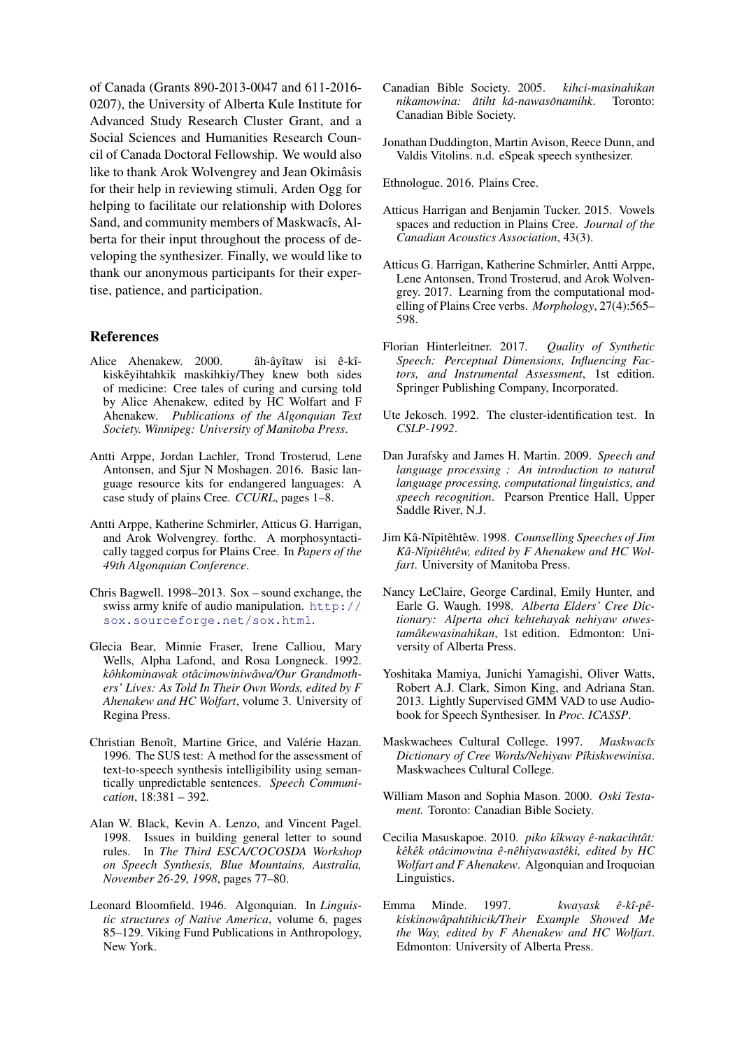of Canada (Grants 890-2013-0047 and 611-2016-0207), the University of Alberta Kule Institute for Advanced Study Research Cluster Grant, and a Social Sciences and Humanities Research Council of Canada Doctoral Fellowship. We would also like to thank Arok Wolvengrey and Jean Okimâsis for their help in reviewing stimuli, Arden Ogg for helping to facilitate our relationship with Dolores Sand, and community members of Maskwacîs, Alberta for their input throughout the process of developing the synthesizer. Finally, we would like to thank our anonymous participants for their expertise, patience, and participation.

## References

Alice Ahenakew. 2000. âh-âyîtaw isi ê-kî-kiskêyihtahkik maskihkiy/They knew both sides of medicine: Cree tales of curing and cursing told by Alice Ahenakew, edited by HC Wolfart and F Ahenakew. *Publications of the Algonquian Text Society. Winnipeg: University of Manitoba Press*.

Antti Arppe, Jordan Lachler, Trond Trosterud, Lene Antonsen, and Sjur N Moshagen. 2016. Basic language resource kits for endangered languages: A case study of plains Cree. *CCURL*, pages 1–8.

Antti Arppe, Katherine Schmirler, Atticus G. Harrigan, and Arok Wolvengrey. forthc. A morphosyntactically tagged corpus for Plains Cree. In *Papers of the 49th Algonquian Conference*.

Chris Bagwell. 1998–2013. Sox – sound exchange, the swiss army knife of audio manipulation. http://sox.sourceforge.net/sox.html.

Glecia Bear, Minnie Fraser, Irene Calliou, Mary Wells, Alpha Lafond, and Rosa Longneck. 1992. *kôhkominawak otâcimowiniwâwa/Our Grandmothers' Lives: As Told In Their Own Words, edited by F Ahenakew and HC Wolfart*, volume 3. University of Regina Press.

Christian Benoît, Martine Grice, and Valérie Hazan. 1996. The SUS test: A method for the assessment of text-to-speech synthesis intelligibility using semantically unpredictable sentences. *Speech Communication*, 18:381 – 392.

Alan W. Black, Kevin A. Lenzo, and Vincent Pagel. 1998. Issues in building general letter to sound rules. In *The Third ESCA/COCOSDA Workshop on Speech Synthesis, Blue Mountains, Australia, November 26-29, 1998*, pages 77–80.

Leonard Bloomfield. 1946. Algonquian. In *Linguistic structures of Native America*, volume 6, pages 85–129. Viking Fund Publications in Anthropology, New York.

Canadian Bible Society. 2005. *kihci-masinahikan nikamowina: âtiht kâ-nawasônamihk*. Toronto: Canadian Bible Society.

Jonathan Duddington, Martin Avison, Reece Dunn, and Valdis Vitolins. n.d. eSpeak speech synthesizer.

Ethnologue. 2016. Plains Cree.

Atticus Harrigan and Benjamin Tucker. 2015. Vowels spaces and reduction in Plains Cree. *Journal of the Canadian Acoustics Association*, 43(3).

Atticus G. Harrigan, Katherine Schmirler, Antti Arppe, Lene Antonsen, Trond Trosterud, and Arok Wolvengrey. 2017. Learning from the computational modelling of Plains Cree verbs. *Morphology*, 27(4):565–598.

Florian Hinterleitner. 2017. *Quality of Synthetic Speech: Perceptual Dimensions, Influencing Factors, and Instrumental Assessment*, 1st edition. Springer Publishing Company, Incorporated.

Ute Jekosch. 1992. The cluster-identification test. In *CSLP-1992*.

Dan Jurafsky and James H. Martin. 2009. *Speech and language processing : An introduction to natural language processing, computational linguistics, and speech recognition*. Pearson Prentice Hall, Upper Saddle River, N.J.

Jim Kâ-Nîpitêhtêw. 1998. *Counselling Speeches of Jim Kâ-Nîpitêhtêw, edited by F Ahenakew and HC Wolfart*. University of Manitoba Press.

Nancy LeClaire, George Cardinal, Emily Hunter, and Earle G. Waugh. 1998. *Alberta Elders' Cree Dictionary: Alperta ohci kehtehayak nehiyaw otwestamâkewasinahikan*, 1st edition. Edmonton: University of Alberta Press.

Yoshitaka Mamiya, Junichi Yamagishi, Oliver Watts, Robert A.J. Clark, Simon King, and Adriana Stan. 2013. Lightly Supervised GMM VAD to use Audiobook for Speech Synthesiser. In *Proc. ICASSP*.

Maskwachees Cultural College. 1997. *Maskwacîs Dictionary of Cree Words/Nehiyaw Pîkiskwewinisa*. Maskwachees Cultural College.

William Mason and Sophia Mason. 2000. *Oski Testament.* Toronto: Canadian Bible Society.

Cecilia Masuskapoe. 2010. *piko kîkway ê-nakacihtât: kêkêk otâcimowina ê-nêhiyawastêki, edited by HC Wolfart and F Ahenakew*. Algonquian and Iroquoian Linguistics.

Emma Minde. 1997. *kwayask ê-kî-pê-kiskinowâpahtihicik/Their Example Showed Me the Way, edited by F Ahenakew and HC Wolfart*. Edmonton: University of Alberta Press.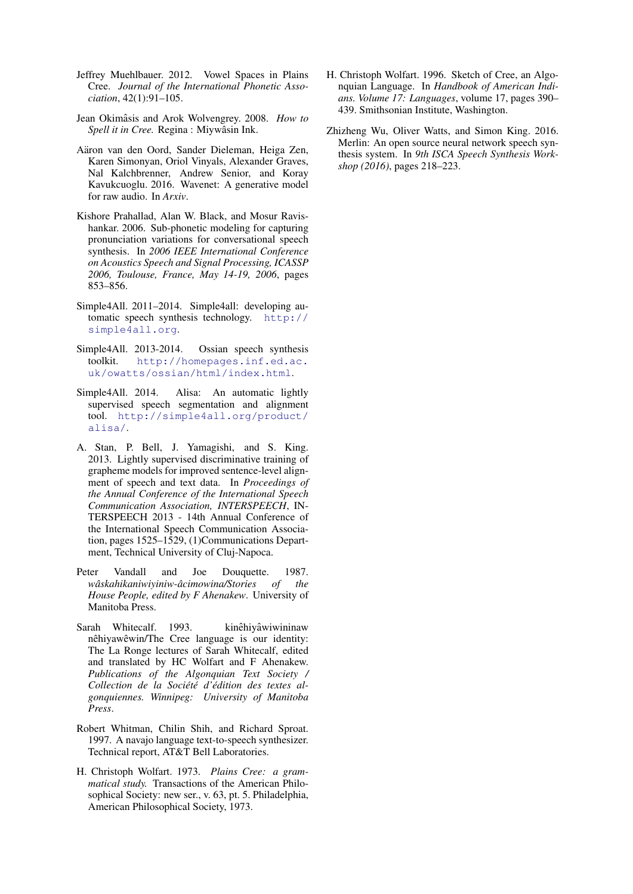Jeffrey Muehlbauer. 2012. Vowel Spaces in Plains Cree. *Journal of the International Phonetic Association*, 42(1):91–105.

Jean Okimâsis and Arok Wolvengrey. 2008. *How to Spell it in Cree.* Regina : Miywâsin Ink.

Aäron van den Oord, Sander Dieleman, Heiga Zen, Karen Simonyan, Oriol Vinyals, Alexander Graves, Nal Kalchbrenner, Andrew Senior, and Koray Kavukcuoglu. 2016. Wavenet: A generative model for raw audio. In *Arxiv*.

Kishore Prahallad, Alan W. Black, and Mosur Ravishankar. 2006. Sub-phonetic modeling for capturing pronunciation variations for conversational speech synthesis. In *2006 IEEE International Conference on Acoustics Speech and Signal Processing, ICASSP 2006, Toulouse, France, May 14-19, 2006*, pages 853–856.

Simple4All. 2011–2014. Simple4all: developing automatic speech synthesis technology. http://simple4all.org.

Simple4All. 2013-2014. Ossian speech synthesis toolkit. http://homepages.inf.ed.ac.uk/owatts/ossian/html/index.html.

Simple4All. 2014. Alisa: An automatic lightly supervised speech segmentation and alignment tool. http://simple4all.org/product/alisa/.

A. Stan, P. Bell, J. Yamagishi, and S. King. 2013. Lightly supervised discriminative training of grapheme models for improved sentence-level alignment of speech and text data. In *Proceedings of the Annual Conference of the International Speech Communication Association, INTERSPEECH*, INTERSPEECH 2013 - 14th Annual Conference of the International Speech Communication Association, pages 1525–1529, (1)Communications Department, Technical University of Cluj-Napoca.

Peter Vandall and Joe Douquette. 1987. *wâskahikaniwiyiniw-âcimowina/Stories of the House People, edited by F Ahenakew*. University of Manitoba Press.

Sarah Whitecalf. 1993. kinêhiyâwiwininaw nêhiyawêwin/The Cree language is our identity: The La Ronge lectures of Sarah Whitecalf, edited and translated by HC Wolfart and F Ahenakew. *Publications of the Algonquian Text Society / Collection de la Société d'édition des textes algonquiennes. Winnipeg: University of Manitoba Press*.

Robert Whitman, Chilin Shih, and Richard Sproat. 1997. A navajo language text-to-speech synthesizer. Technical report, AT&T Bell Laboratories.

H. Christoph Wolfart. 1973. *Plains Cree: a grammatical study.* Transactions of the American Philosophical Society: new ser., v. 63, pt. 5. Philadelphia, American Philosophical Society, 1973.

H. Christoph Wolfart. 1996. Sketch of Cree, an Algonquian Language. In *Handbook of American Indians. Volume 17: Languages*, volume 17, pages 390–439. Smithsonian Institute, Washington.

Zhizheng Wu, Oliver Watts, and Simon King. 2016. Merlin: An open source neural network speech synthesis system. In *9th ISCA Speech Synthesis Workshop (2016)*, pages 218–223.